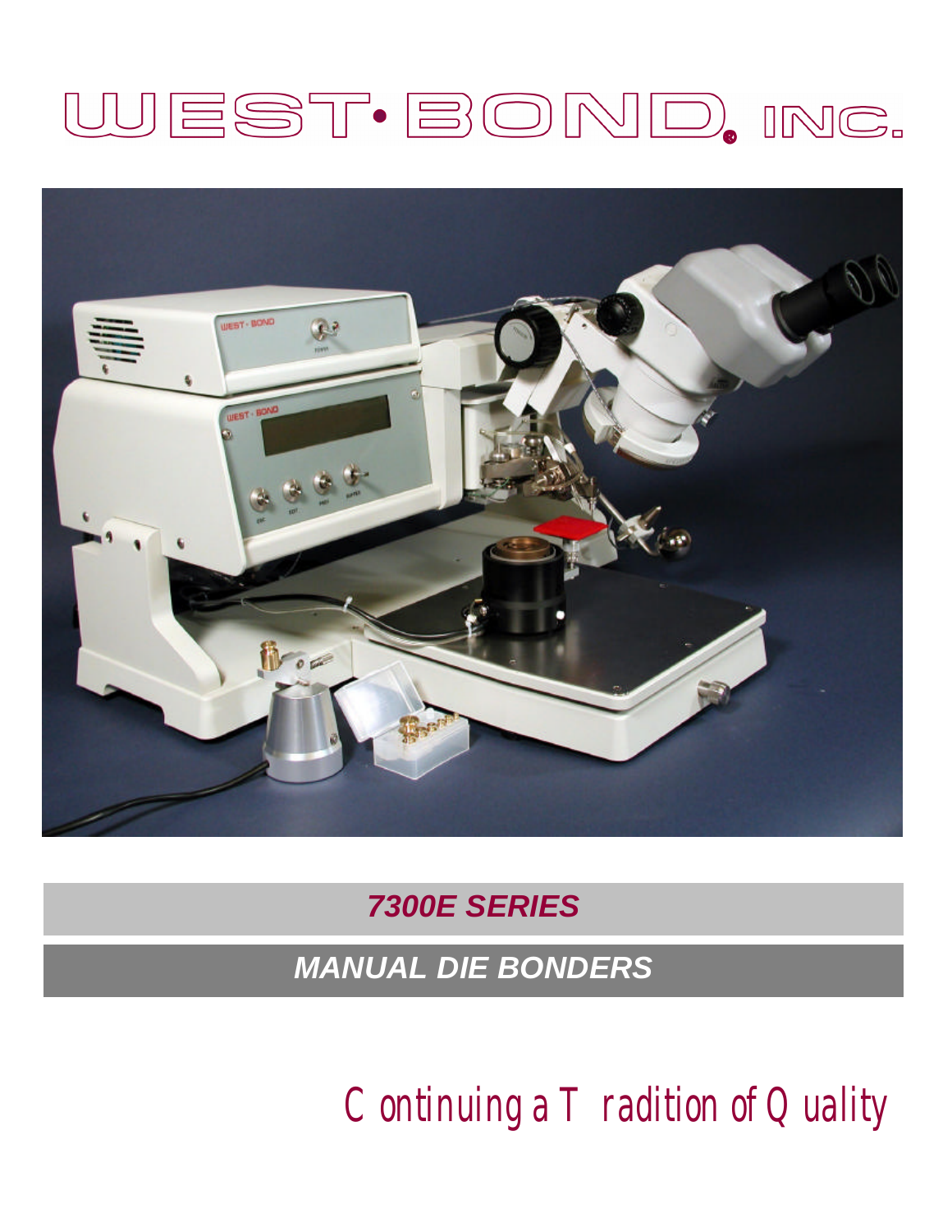# WEST·BOND, INC.

***7300E SERIES***

***MANUAL DIE BONDERS***

Continuing a Tradition of Quality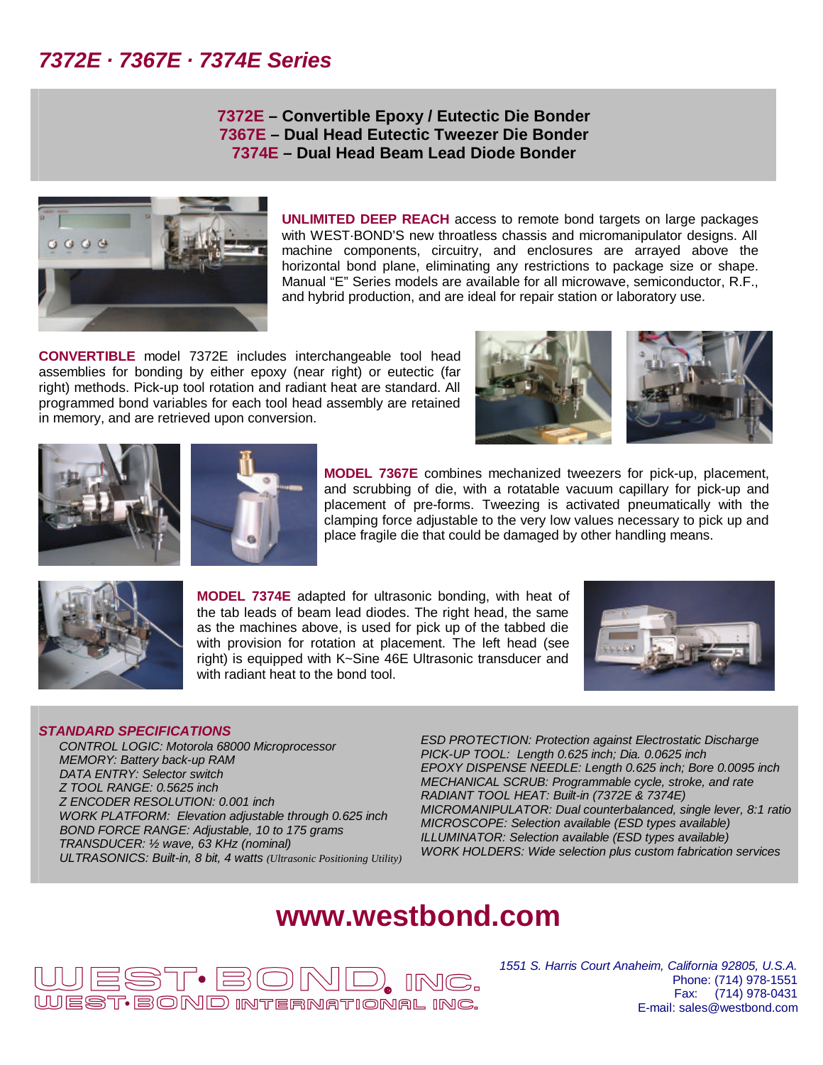# 7372E · 7367E · 7374E Series

**7372E – Convertible Epoxy / Eutectic Die Bonder**
**7367E – Dual Head Eutectic Tweezer Die Bonder**
**7374E – Dual Head Beam Lead Diode Bonder**

**UNLIMITED DEEP REACH** access to remote bond targets on large packages with WEST·BOND'S new throatless chassis and micromanipulator designs. All machine components, circuitry, and enclosures are arrayed above the horizontal bond plane, eliminating any restrictions to package size or shape. Manual "E" Series models are available for all microwave, semiconductor, R.F., and hybrid production, and are ideal for repair station or laboratory use.

**CONVERTIBLE** model 7372E includes interchangeable tool head assemblies for bonding by either epoxy (near right) or eutectic (far right) methods. Pick-up tool rotation and radiant heat are standard. All programmed bond variables for each tool head assembly are retained in memory, and are retrieved upon conversion.

**MODEL 7367E** combines mechanized tweezers for pick-up, placement, and scrubbing of die, with a rotatable vacuum capillary for pick-up and placement of pre-forms. Tweezing is activated pneumatically with the clamping force adjustable to the very low values necessary to pick up and place fragile die that could be damaged by other handling means.

**MODEL 7374E** adapted for ultrasonic bonding, with heat of the tab leads of beam lead diodes. The right head, the same as the machines above, is used for pick up of the tabbed die with provision for rotation at placement. The left head (see right) is equipped with K~Sine 46E Ultrasonic transducer and with radiant heat to the bond tool.

### *STANDARD SPECIFICATIONS*

*CONTROL LOGIC: Motorola 68000 Microprocessor*
*MEMORY: Battery back-up RAM*
*DATA ENTRY: Selector switch*
*Z TOOL RANGE: 0.5625 inch*
*Z ENCODER RESOLUTION: 0.001 inch*
*WORK PLATFORM: Elevation adjustable through 0.625 inch*
*BOND FORCE RANGE: Adjustable, 10 to 175 grams*
*TRANSDUCER: ½ wave, 63 KHz (nominal)*
*ULTRASONICS: Built-in, 8 bit, 4 watts (Ultrasonic Positioning Utility)*
*ESD PROTECTION: Protection against Electrostatic Discharge*
*PICK-UP TOOL: Length 0.625 inch; Dia. 0.0625 inch*
*EPOXY DISPENSE NEEDLE: Length 0.625 inch; Bore 0.0095 inch*
*MECHANICAL SCRUB: Programmable cycle, stroke, and rate*
*RADIANT TOOL HEAT: Built-in (7372E & 7374E)*
*MICROMANIPULATOR: Dual counterbalanced, single lever, 8:1 ratio*
*MICROSCOPE: Selection available (ESD types available)*
*ILLUMINATOR: Selection available (ESD types available)*
*WORK HOLDERS: Wide selection plus custom fabrication services*

## www.westbond.com

WEST·BOND, INC.
WEST·BOND INTERNATIONAL INC.

*1551 S. Harris Court Anaheim, California 92805, U.S.A.*
Phone: (714) 978-1551
Fax: (714) 978-0431
E-mail: sales@westbond.com